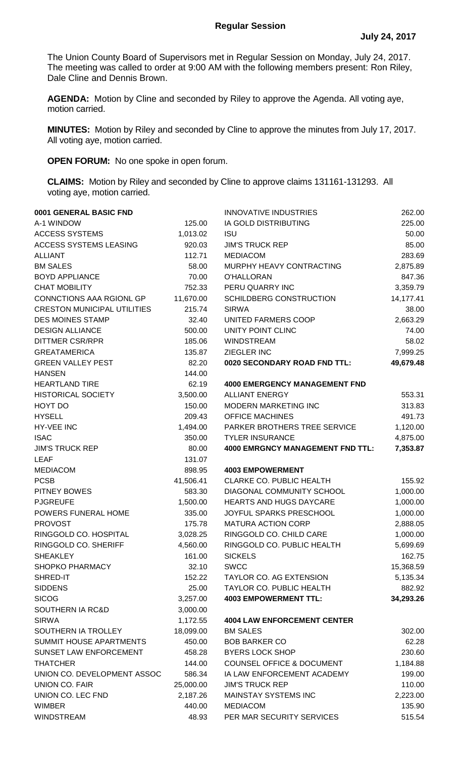## Regular Session

**July 24, 2017**

The Union County Board of Supervisors met in Regular Session on Monday, July 24, 2017. The meeting was called to order at 9:00 AM with the following members present: Ron Riley, Dale Cline and Dennis Brown.

**AGENDA:** Motion by Cline and seconded by Riley to approve the Agenda. All voting aye, motion carried.

**MINUTES:** Motion by Riley and seconded by Cline to approve the minutes from July 17, 2017. All voting aye, motion carried.

**OPEN FORUM:** No one spoke in open forum.

**CLAIMS:** Motion by Riley and seconded by Cline to approve claims 131161-131293. All voting aye, motion carried.

| **0001 GENERAL BASIC FND** | |
|---|---|
| A-1 WINDOW | 125.00 |
| ACCESS SYSTEMS | 1,013.02 |
| ACCESS SYSTEMS LEASING | 920.03 |
| ALLIANT | 112.71 |
| BM SALES | 58.00 |
| BOYD APPLIANCE | 70.00 |
| CHAT MOBILITY | 752.33 |
| CONNCTIONS AAA RGIONL GP | 11,670.00 |
| CRESTON MUNICIPAL UTILITIES | 215.74 |
| DES MOINES STAMP | 32.40 |
| DESIGN ALLIANCE | 500.00 |
| DITTMER CSR/RPR | 185.06 |
| GREATAMERICA | 135.87 |
| GREEN VALLEY PEST | 82.20 |
| HANSEN | 144.00 |
| HEARTLAND TIRE | 62.19 |
| HISTORICAL SOCIETY | 3,500.00 |
| HOYT DO | 150.00 |
| HYSELL | 209.43 |
| HY-VEE INC | 1,494.00 |
| ISAC | 350.00 |
| JIM'S TRUCK REP | 80.00 |
| LEAF | 131.07 |
| MEDIACOM | 898.95 |
| PCSB | 41,506.41 |
| PITNEY BOWES | 583.30 |
| PJGREUFE | 1,500.00 |
| POWERS FUNERAL HOME | 335.00 |
| PROVOST | 175.78 |
| RINGGOLD CO. HOSPITAL | 3,028.25 |
| RINGGOLD CO. SHERIFF | 4,560.00 |
| SHEAKLEY | 161.00 |
| SHOPKO PHARMACY | 32.10 |
| SHRED-IT | 152.22 |
| SIDDENS | 25.00 |
| SICOG | 3,257.00 |
| SOUTHERN IA RC&D | 3,000.00 |
| SIRWA | 1,172.55 |
| SOUTHERN IA TROLLEY | 18,099.00 |
| SUMMIT HOUSE APARTMENTS | 450.00 |
| SUNSET LAW ENFORCEMENT | 458.28 |
| THATCHER | 144.00 |
| UNION CO. DEVELOPMENT ASSOC | 586.34 |
| UNION CO. FAIR | 25,000.00 |
| UNION CO. LEC FND | 2,187.26 |
| WIMBER | 440.00 |
| WINDSTREAM | 48.93 |
| INNOVATIVE INDUSTRIES | 262.00 |
| IA GOLD DISTRIBUTING | 225.00 |
| ISU | 50.00 |
| JIM'S TRUCK REP | 85.00 |
| MEDIACOM | 283.69 |
| MURPHY HEAVY CONTRACTING | 2,875.89 |
| O'HALLORAN | 847.36 |
| PERU QUARRY INC | 3,359.79 |
| SCHILDBERG CONSTRUCTION | 14,177.41 |
| SIRWA | 38.00 |
| UNITED FARMERS COOP | 2,663.29 |
| UNITY POINT CLINC | 74.00 |
| WINDSTREAM | 58.02 |
| ZIEGLER INC | 7,999.25 |
| **0020 SECONDARY ROAD FND TTL:** | **49,679.48** |
| | |
| **4000 EMERGENCY MANAGEMENT FND** | |
| ALLIANT ENERGY | 553.31 |
| MODERN MARKETING INC | 313.83 |
| OFFICE MACHINES | 491.73 |
| PARKER BROTHERS TREE SERVICE | 1,120.00 |
| TYLER INSURANCE | 4,875.00 |
| **4000 EMRGNCY MANAGEMENT FND TTL:** | **7,353.87** |
| | |
| **4003 EMPOWERMENT** | |
| CLARKE CO. PUBLIC HEALTH | 155.92 |
| DIAGONAL COMMUNITY SCHOOL | 1,000.00 |
| HEARTS AND HUGS DAYCARE | 1,000.00 |
| JOYFUL SPARKS PRESCHOOL | 1,000.00 |
| MATURA ACTION CORP | 2,888.05 |
| RINGGOLD CO. CHILD CARE | 1,000.00 |
| RINGGOLD CO. PUBLIC HEALTH | 5,699.69 |
| SICKELS | 162.75 |
| SWCC | 15,368.59 |
| TAYLOR CO. AG EXTENSION | 5,135.34 |
| TAYLOR CO. PUBLIC HEALTH | 882.92 |
| **4003 EMPOWERMENT TTL:** | **34,293.26** |
| | |
| **4004 LAW ENFORCEMENT CENTER** | |
| BM SALES | 302.00 |
| BOB BARKER CO | 62.28 |
| BYERS LOCK SHOP | 230.60 |
| COUNSEL OFFICE & DOCUMENT | 1,184.88 |
| IA LAW ENFORCEMENT ACADEMY | 199.00 |
| JIM'S TRUCK REP | 110.00 |
| MAINSTAY SYSTEMS INC | 2,223.00 |
| MEDIACOM | 135.90 |
| PER MAR SECURITY SERVICES | 515.54 |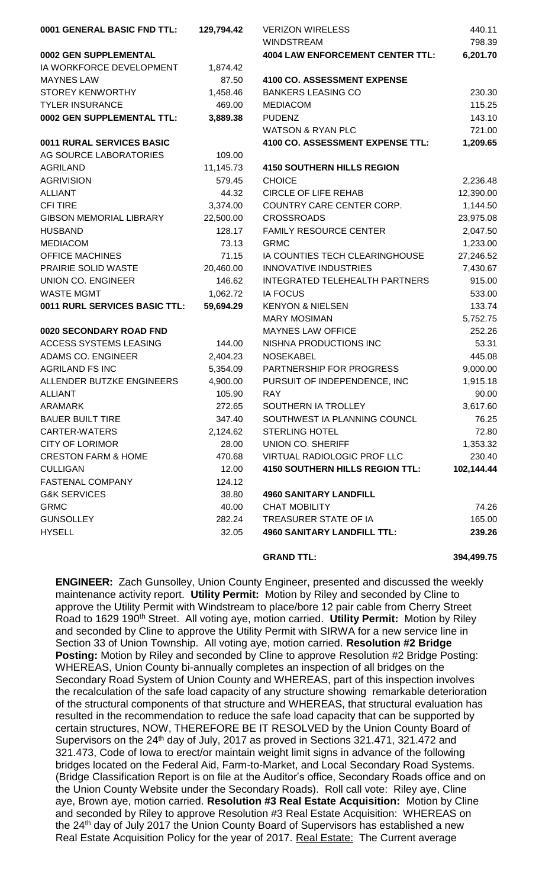| | |
|---|---|
| **0001 GENERAL BASIC FND TTL:** | **129,794.42** |
| | |
| **0002 GEN SUPPLEMENTAL** | |
| IA WORKFORCE DEVELOPMENT | 1,874.42 |
| MAYNES LAW | 87.50 |
| STOREY KENWORTHY | 1,458.46 |
| TYLER INSURANCE | 469.00 |
| **0002 GEN SUPPLEMENTAL TTL:** | **3,889.38** |
| | |
| **0011 RURAL SERVICES BASIC** | |
| AG SOURCE LABORATORIES | 109.00 |
| AGRILAND | 11,145.73 |
| AGRIVISION | 579.45 |
| ALLIANT | 44.32 |
| CFI TIRE | 3,374.00 |
| GIBSON MEMORIAL LIBRARY | 22,500.00 |
| HUSBAND | 128.17 |
| MEDIACOM | 73.13 |
| OFFICE MACHINES | 71.15 |
| PRAIRIE SOLID WASTE | 20,460.00 |
| UNION CO. ENGINEER | 146.62 |
| WASTE MGMT | 1,062.72 |
| **0011 RURL SERVICES BASIC TTL:** | **59,694.29** |
| | |
| **0020 SECONDARY ROAD FND** | |
| ACCESS SYSTEMS LEASING | 144.00 |
| ADAMS CO. ENGINEER | 2,404.23 |
| AGRILAND FS INC | 5,354.09 |
| ALLENDER BUTZKE ENGINEERS | 4,900.00 |
| ALLIANT | 105.90 |
| ARAMARK | 272.65 |
| BAUER BUILT TIRE | 347.40 |
| CARTER-WATERS | 2,124.62 |
| CITY OF LORIMOR | 28.00 |
| CRESTON FARM & HOME | 470.68 |
| CULLIGAN | 12.00 |
| FASTENAL COMPANY | 124.12 |
| G&K SERVICES | 38.80 |
| GRMC | 40.00 |
| GUNSOLLEY | 282.24 |
| HYSELL | 32.05 |
| VERIZON WIRELESS | 440.11 |
| WINDSTREAM | 798.39 |
| **4004 LAW ENFORCEMENT CENTER TTL:** | **6,201.70** |
| | |
| **4100 CO. ASSESSMENT EXPENSE** | |
| BANKERS LEASING CO | 230.30 |
| MEDIACOM | 115.25 |
| PUDENZ | 143.10 |
| WATSON & RYAN PLC | 721.00 |
| **4100 CO. ASSESSMENT EXPENSE TTL:** | **1,209.65** |
| | |
| **4150 SOUTHERN HILLS REGION** | |
| CHOICE | 2,236.48 |
| CIRCLE OF LIFE REHAB | 12,390.00 |
| COUNTRY CARE CENTER CORP. | 1,144.50 |
| CROSSROADS | 23,975.08 |
| FAMILY RESOURCE CENTER | 2,047.50 |
| GRMC | 1,233.00 |
| IA COUNTIES TECH CLEARINGHOUSE | 27,246.52 |
| INNOVATIVE INDUSTRIES | 7,430.67 |
| INTEGRATED TELEHEALTH PARTNERS | 915.00 |
| IA FOCUS | 533.00 |
| KENYON & NIELSEN | 133.74 |
| MARY MOSIMAN | 5,752.75 |
| MAYNES LAW OFFICE | 252.26 |
| NISHNA PRODUCTIONS INC | 53.31 |
| NOSEKABEL | 445.08 |
| PARTNERSHIP FOR PROGRESS | 9,000.00 |
| PURSUIT OF INDEPENDENCE, INC | 1,915.18 |
| RAY | 90.00 |
| SOUTHERN IA TROLLEY | 3,617.60 |
| SOUTHWEST IA PLANNING COUNCL | 76.25 |
| STERLING HOTEL | 72.80 |
| UNION CO. SHERIFF | 1,353.32 |
| VIRTUAL RADIOLOGIC PROF LLC | 230.40 |
| **4150 SOUTHERN HILLS REGION TTL:** | **102,144.44** |
| | |
| **4960 SANITARY LANDFILL** | |
| CHAT MOBILITY | 74.26 |
| TREASURER STATE OF IA | 165.00 |
| **4960 SANITARY LANDFILL TTL:** | **239.26** |
| | |
| **GRAND TTL:** | **394,499.75** |

**ENGINEER:** Zach Gunsolley, Union County Engineer, presented and discussed the weekly maintenance activity report. **Utility Permit:** Motion by Riley and seconded by Cline to approve the Utility Permit with Windstream to place/bore 12 pair cable from Cherry Street Road to 1629 190th Street. All voting aye, motion carried. **Utility Permit:** Motion by Riley and seconded by Cline to approve the Utility Permit with SIRWA for a new service line in Section 33 of Union Township. All voting aye, motion carried. **Resolution #2 Bridge Posting:** Motion by Riley and seconded by Cline to approve Resolution #2 Bridge Posting: WHEREAS, Union County bi-annually completes an inspection of all bridges on the Secondary Road System of Union County and WHEREAS, part of this inspection involves the recalculation of the safe load capacity of any structure showing remarkable deterioration of the structural components of that structure and WHEREAS, that structural evaluation has resulted in the recommendation to reduce the safe load capacity that can be supported by certain structures, NOW, THEREFORE BE IT RESOLVED by the Union County Board of Supervisors on the 24th day of July, 2017 as proved in Sections 321.471, 321.472 and 321.473, Code of Iowa to erect/or maintain weight limit signs in advance of the following bridges located on the Federal Aid, Farm-to-Market, and Local Secondary Road Systems. (Bridge Classification Report is on file at the Auditor's office, Secondary Roads office and on the Union County Website under the Secondary Roads). Roll call vote: Riley aye, Cline aye, Brown aye, motion carried. **Resolution #3 Real Estate Acquisition:** Motion by Cline and seconded by Riley to approve Resolution #3 Real Estate Acquisition: WHEREAS on the 24th day of July 2017 the Union County Board of Supervisors has established a new Real Estate Acquisition Policy for the year of 2017. Real Estate: The Current average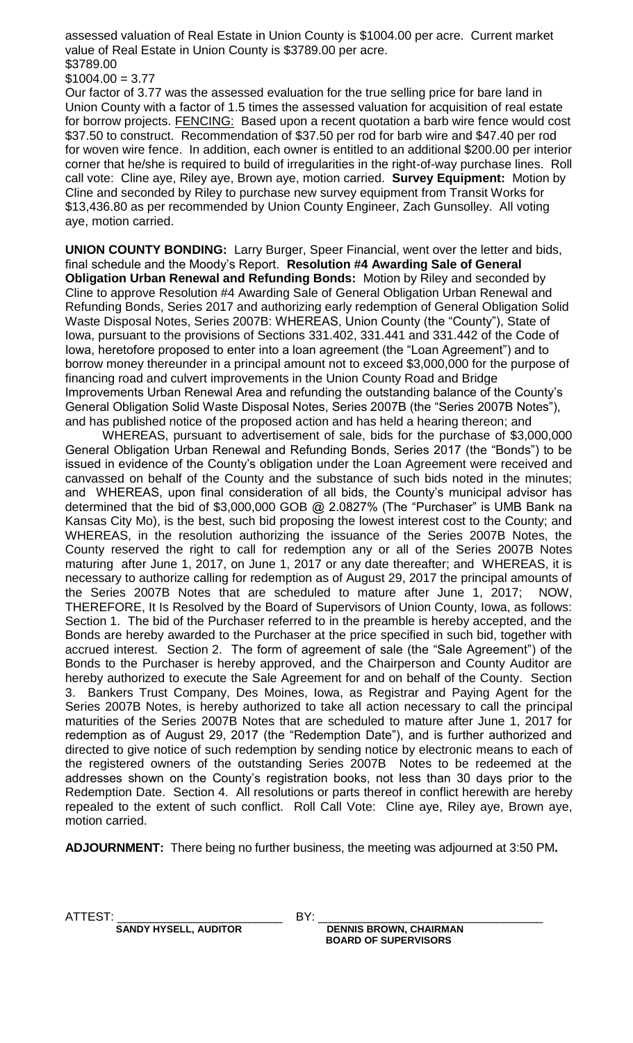assessed valuation of Real Estate in Union County is \$1004.00 per acre. Current market value of Real Estate in Union County is \$3789.00 per acre.
\$3789.00
\$1004.00 = 3.77

Our factor of 3.77 was the assessed evaluation for the true selling price for bare land in Union County with a factor of 1.5 times the assessed valuation for acquisition of real estate for borrow projects. <u>FENCING:</u> Based upon a recent quotation a barb wire fence would cost \$37.50 to construct. Recommendation of \$37.50 per rod for barb wire and \$47.40 per rod for woven wire fence. In addition, each owner is entitled to an additional \$200.00 per interior corner that he/she is required to build of irregularities in the right-of-way purchase lines. Roll call vote: Cline aye, Riley aye, Brown aye, motion carried. **Survey Equipment:** Motion by Cline and seconded by Riley to purchase new survey equipment from Transit Works for \$13,436.80 as per recommended by Union County Engineer, Zach Gunsolley. All voting aye, motion carried.

**UNION COUNTY BONDING:** Larry Burger, Speer Financial, went over the letter and bids, final schedule and the Moody's Report. **Resolution #4 Awarding Sale of General Obligation Urban Renewal and Refunding Bonds:** Motion by Riley and seconded by Cline to approve Resolution #4 Awarding Sale of General Obligation Urban Renewal and Refunding Bonds, Series 2017 and authorizing early redemption of General Obligation Solid Waste Disposal Notes, Series 2007B: WHEREAS, Union County (the "County"), State of Iowa, pursuant to the provisions of Sections 331.402, 331.441 and 331.442 of the Code of Iowa, heretofore proposed to enter into a loan agreement (the "Loan Agreement") and to borrow money thereunder in a principal amount not to exceed \$3,000,000 for the purpose of financing road and culvert improvements in the Union County Road and Bridge Improvements Urban Renewal Area and refunding the outstanding balance of the County's General Obligation Solid Waste Disposal Notes, Series 2007B (the "Series 2007B Notes"), and has published notice of the proposed action and has held a hearing thereon; and

WHEREAS, pursuant to advertisement of sale, bids for the purchase of \$3,000,000 General Obligation Urban Renewal and Refunding Bonds, Series 2017 (the "Bonds") to be issued in evidence of the County's obligation under the Loan Agreement were received and canvassed on behalf of the County and the substance of such bids noted in the minutes; and WHEREAS, upon final consideration of all bids, the County's municipal advisor has determined that the bid of \$3,000,000 GOB @ 2.0827% (The "Purchaser" is UMB Bank na Kansas City Mo), is the best, such bid proposing the lowest interest cost to the County; and WHEREAS, in the resolution authorizing the issuance of the Series 2007B Notes, the County reserved the right to call for redemption any or all of the Series 2007B Notes maturing after June 1, 2017, on June 1, 2017 or any date thereafter; and WHEREAS, it is necessary to authorize calling for redemption as of August 29, 2017 the principal amounts of the Series 2007B Notes that are scheduled to mature after June 1, 2017; NOW, THEREFORE, It Is Resolved by the Board of Supervisors of Union County, Iowa, as follows: Section 1. The bid of the Purchaser referred to in the preamble is hereby accepted, and the Bonds are hereby awarded to the Purchaser at the price specified in such bid, together with accrued interest. Section 2. The form of agreement of sale (the "Sale Agreement") of the Bonds to the Purchaser is hereby approved, and the Chairperson and County Auditor are hereby authorized to execute the Sale Agreement for and on behalf of the County. Section 3. Bankers Trust Company, Des Moines, Iowa, as Registrar and Paying Agent for the Series 2007B Notes, is hereby authorized to take all action necessary to call the principal maturities of the Series 2007B Notes that are scheduled to mature after June 1, 2017 for redemption as of August 29, 2017 (the "Redemption Date"), and is further authorized and directed to give notice of such redemption by sending notice by electronic means to each of the registered owners of the outstanding Series 2007B Notes to be redeemed at the addresses shown on the County's registration books, not less than 30 days prior to the Redemption Date. Section 4. All resolutions or parts thereof in conflict herewith are hereby repealed to the extent of such conflict. Roll Call Vote: Cline aye, Riley aye, Brown aye, motion carried.

**ADJOURNMENT:** There being no further business, the meeting was adjourned at 3:50 PM**.**

ATTEST: \_\_\_\_\_\_\_\_\_\_\_\_\_\_\_\_\_\_\_\_\_\_\_\_\_ BY: \_\_\_\_\_\_\_\_\_\_\_\_\_\_\_\_\_\_\_\_\_\_\_\_\_\_\_\_\_\_\_\_\_\_

**SANDY HYSELL, AUDITOR** **DENNIS BROWN, CHAIRMAN**
**BOARD OF SUPERVISORS**